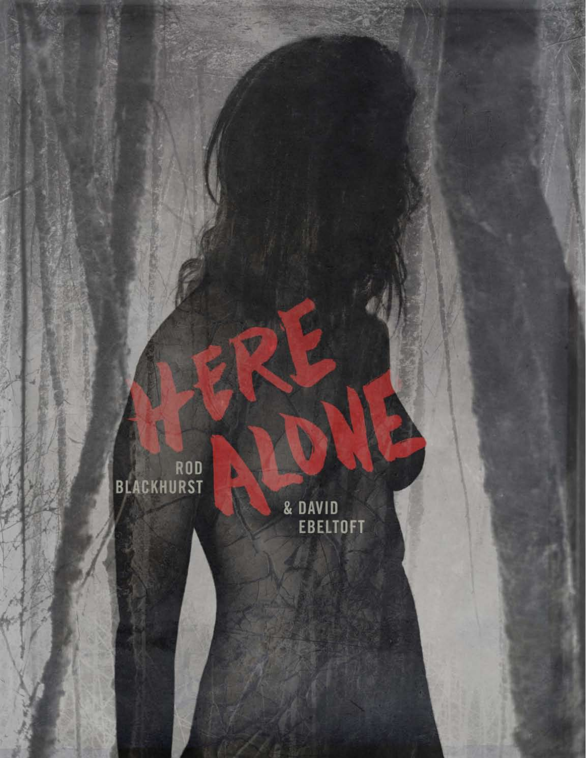# HERE ALONE

ROD BLACKHURST & DAVID EBELTOFT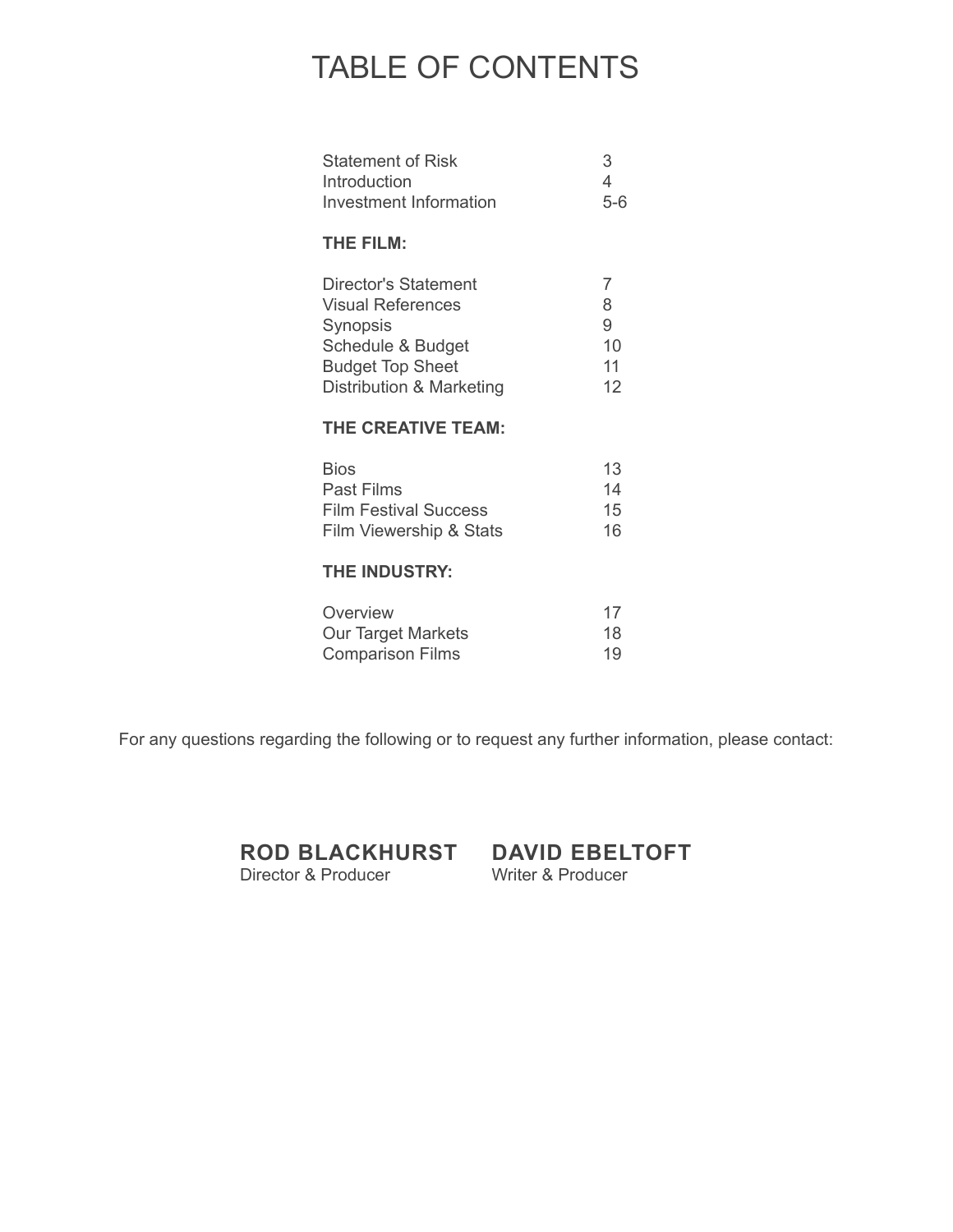# TABLE OF CONTENTS

| | |
|---|---|
| Statement of Risk | 3 |
| Introduction | 4 |
| Investment Information | 5-6 |

**THE FILM:**

| | |
|---|---|
| Director's Statement | 7 |
| Visual References | 8 |
| Synopsis | 9 |
| Schedule & Budget | 10 |
| Budget Top Sheet | 11 |
| Distribution & Marketing | 12 |

**THE CREATIVE TEAM:**

| | |
|---|---|
| Bios | 13 |
| Past Films | 14 |
| Film Festival Success | 15 |
| Film Viewership & Stats | 16 |

**THE INDUSTRY:**

| | |
|---|---|
| Overview | 17 |
| Our Target Markets | 18 |
| Comparison Films | 19 |

For any questions regarding the following or to request any further information, please contact:

**ROD BLACKHURST**
Director & Producer

**DAVID EBELTOFT**
Writer & Producer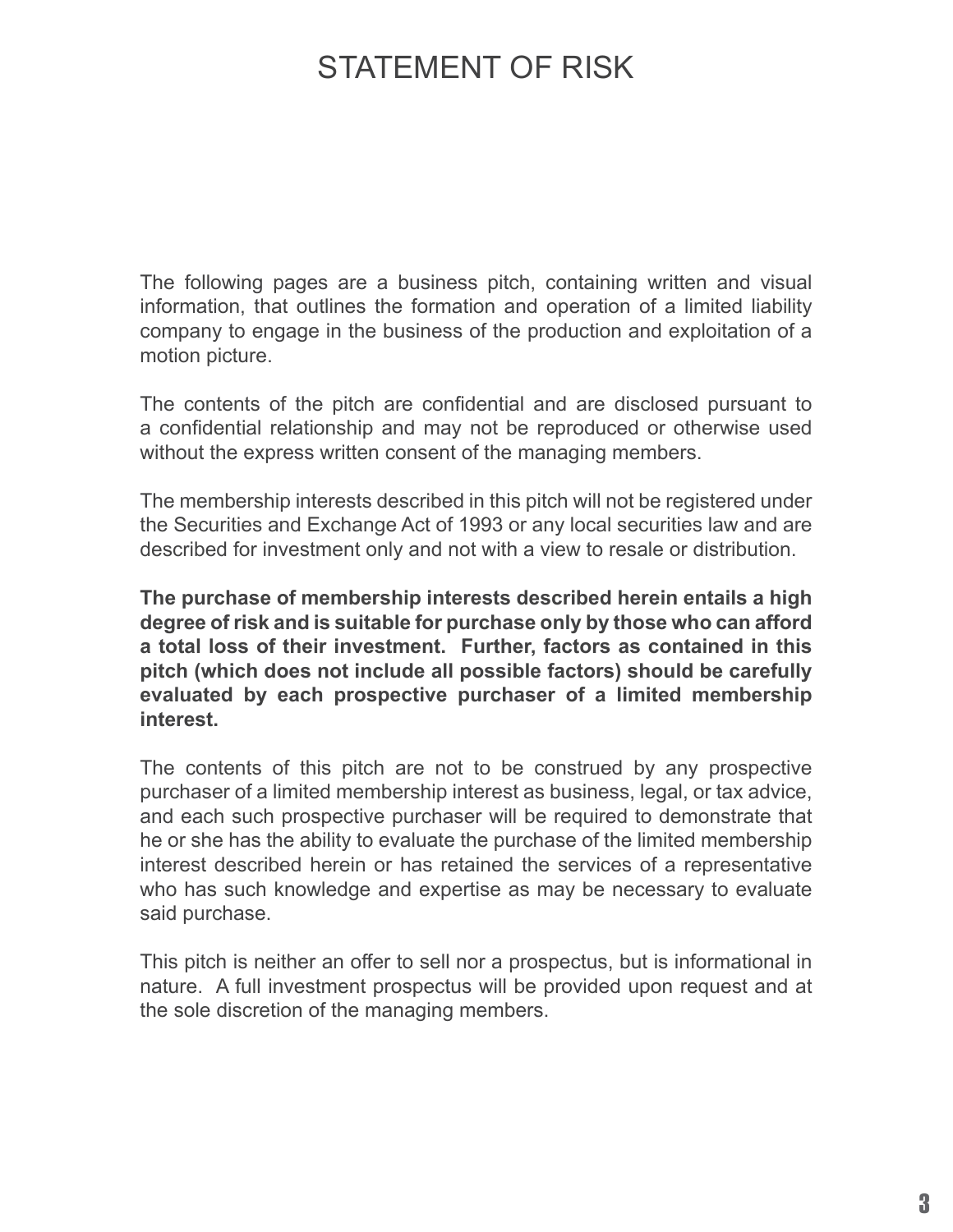# STATEMENT OF RISK

The following pages are a business pitch, containing written and visual information, that outlines the formation and operation of a limited liability company to engage in the business of the production and exploitation of a motion picture.

The contents of the pitch are confidential and are disclosed pursuant to a confidential relationship and may not be reproduced or otherwise used without the express written consent of the managing members.

The membership interests described in this pitch will not be registered under the Securities and Exchange Act of 1993 or any local securities law and are described for investment only and not with a view to resale or distribution.

**The purchase of membership interests described herein entails a high degree of risk and is suitable for purchase only by those who can afford a total loss of their investment. Further, factors as contained in this pitch (which does not include all possible factors) should be carefully evaluated by each prospective purchaser of a limited membership interest.**

The contents of this pitch are not to be construed by any prospective purchaser of a limited membership interest as business, legal, or tax advice, and each such prospective purchaser will be required to demonstrate that he or she has the ability to evaluate the purchase of the limited membership interest described herein or has retained the services of a representative who has such knowledge and expertise as may be necessary to evaluate said purchase.

This pitch is neither an offer to sell nor a prospectus, but is informational in nature. A full investment prospectus will be provided upon request and at the sole discretion of the managing members.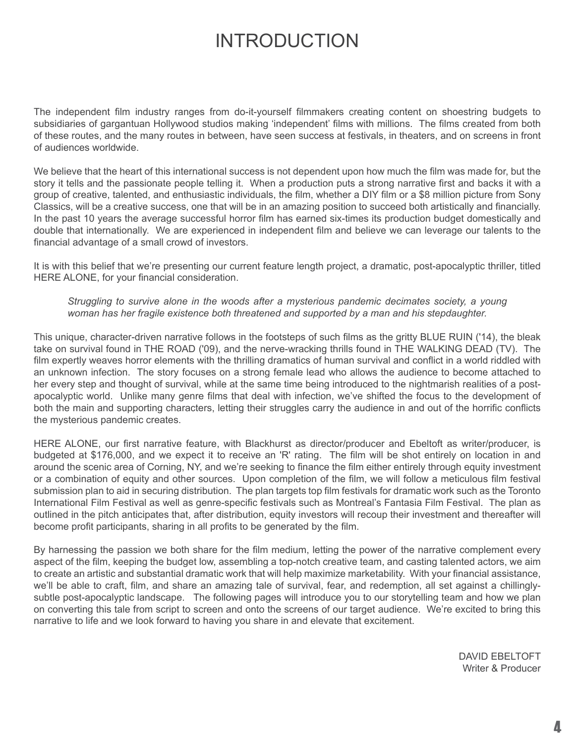# INTRODUCTION

The independent film industry ranges from do-it-yourself filmmakers creating content on shoestring budgets to subsidiaries of gargantuan Hollywood studios making 'independent' films with millions. The films created from both of these routes, and the many routes in between, have seen success at festivals, in theaters, and on screens in front of audiences worldwide.

We believe that the heart of this international success is not dependent upon how much the film was made for, but the story it tells and the passionate people telling it. When a production puts a strong narrative first and backs it with a group of creative, talented, and enthusiastic individuals, the film, whether a DIY film or a $8 million picture from Sony Classics, will be a creative success, one that will be in an amazing position to succeed both artistically and financially. In the past 10 years the average successful horror film has earned six-times its production budget domestically and double that internationally. We are experienced in independent film and believe we can leverage our talents to the financial advantage of a small crowd of investors.

It is with this belief that we're presenting our current feature length project, a dramatic, post-apocalyptic thriller, titled HERE ALONE, for your financial consideration.

> *Struggling to survive alone in the woods after a mysterious pandemic decimates society, a young woman has her fragile existence both threatened and supported by a man and his stepdaughter.*

This unique, character-driven narrative follows in the footsteps of such films as the gritty BLUE RUIN ('14), the bleak take on survival found in THE ROAD ('09), and the nerve-wracking thrills found in THE WALKING DEAD (TV). The film expertly weaves horror elements with the thrilling dramatics of human survival and conflict in a world riddled with an unknown infection. The story focuses on a strong female lead who allows the audience to become attached to her every step and thought of survival, while at the same time being introduced to the nightmarish realities of a post-apocalyptic world. Unlike many genre films that deal with infection, we've shifted the focus to the development of both the main and supporting characters, letting their struggles carry the audience in and out of the horrific conflicts the mysterious pandemic creates.

HERE ALONE, our first narrative feature, with Blackhurst as director/producer and Ebeltoft as writer/producer, is budgeted at $176,000, and we expect it to receive an 'R' rating. The film will be shot entirely on location in and around the scenic area of Corning, NY, and we're seeking to finance the film either entirely through equity investment or a combination of equity and other sources. Upon completion of the film, we will follow a meticulous film festival submission plan to aid in securing distribution. The plan targets top film festivals for dramatic work such as the Toronto International Film Festival as well as genre-specific festivals such as Montreal's Fantasia Film Festival. The plan as outlined in the pitch anticipates that, after distribution, equity investors will recoup their investment and thereafter will become profit participants, sharing in all profits to be generated by the film.

By harnessing the passion we both share for the film medium, letting the power of the narrative complement every aspect of the film, keeping the budget low, assembling a top-notch creative team, and casting talented actors, we aim to create an artistic and substantial dramatic work that will help maximize marketability. With your financial assistance, we'll be able to craft, film, and share an amazing tale of survival, fear, and redemption, all set against a chillingly-subtle post-apocalyptic landscape. The following pages will introduce you to our storytelling team and how we plan on converting this tale from script to screen and onto the screens of our target audience. We're excited to bring this narrative to life and we look forward to having you share in and elevate that excitement.

DAVID EBELTOFT
Writer & Producer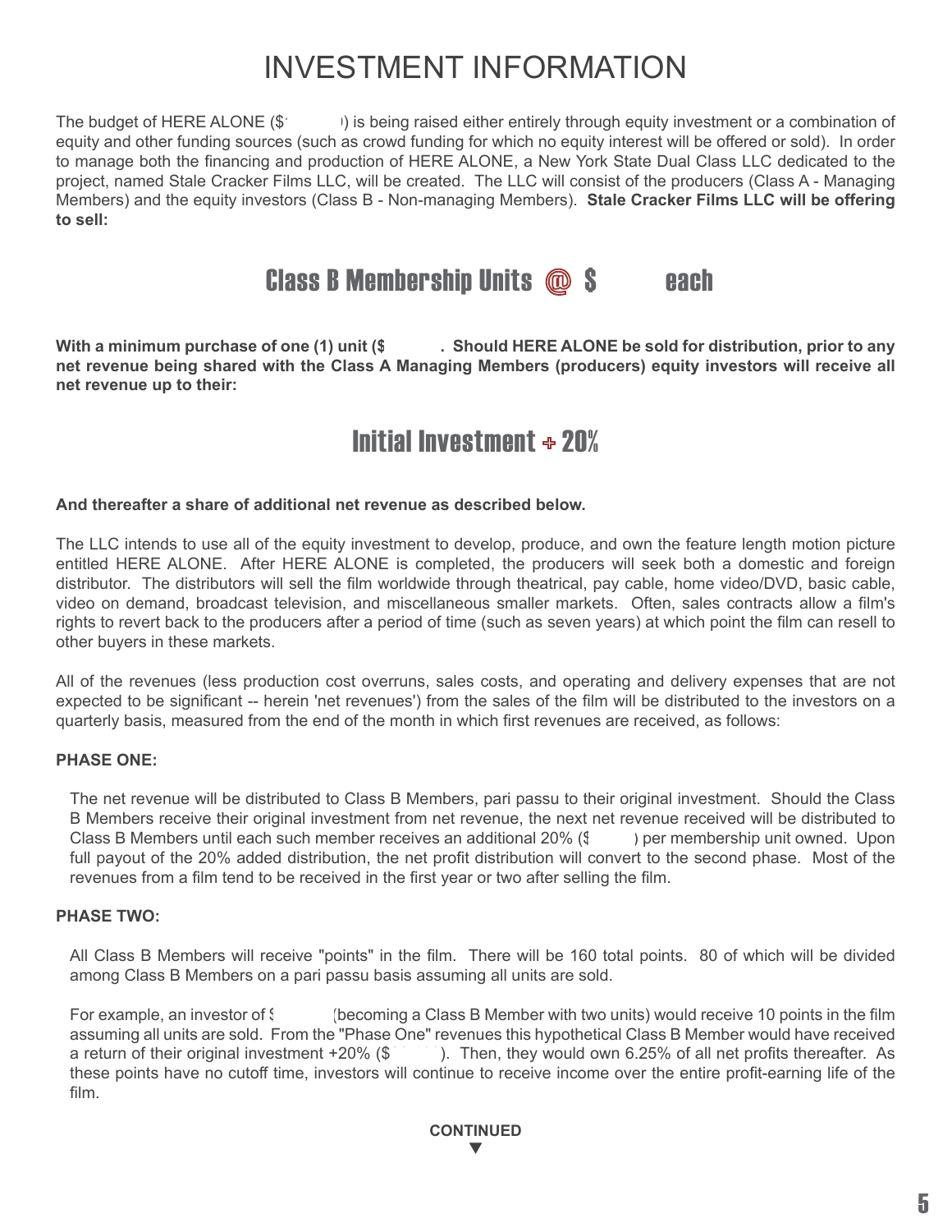# INVESTMENT INFORMATION

The budget of HERE ALONE ($ ) is being raised either entirely through equity investment or a combination of equity and other funding sources (such as crowd funding for which no equity interest will be offered or sold). In order to manage both the financing and production of HERE ALONE, a New York State Dual Class LLC dedicated to the project, named Stale Cracker Films LLC, will be created. The LLC will consist of the producers (Class A - Managing Members) and the equity investors (Class B - Non-managing Members). **Stale Cracker Films LLC will be offering to sell:**

## Class B Membership Units @ $ each

**With a minimum purchase of one (1) unit ($ . Should HERE ALONE be sold for distribution, prior to any net revenue being shared with the Class A Managing Members (producers) equity investors will receive all net revenue up to their:**

## Initial Investment + 20%

**And thereafter a share of additional net revenue as described below.**

The LLC intends to use all of the equity investment to develop, produce, and own the feature length motion picture entitled HERE ALONE. After HERE ALONE is completed, the producers will seek both a domestic and foreign distributor. The distributors will sell the film worldwide through theatrical, pay cable, home video/DVD, basic cable, video on demand, broadcast television, and miscellaneous smaller markets. Often, sales contracts allow a film's rights to revert back to the producers after a period of time (such as seven years) at which point the film can resell to other buyers in these markets.

All of the revenues (less production cost overruns, sales costs, and operating and delivery expenses that are not expected to be significant -- herein 'net revenues') from the sales of the film will be distributed to the investors on a quarterly basis, measured from the end of the month in which first revenues are received, as follows:

**PHASE ONE:**

The net revenue will be distributed to Class B Members, pari passu to their original investment. Should the Class B Members receive their original investment from net revenue, the next net revenue received will be distributed to Class B Members until each such member receives an additional 20% ($ ) per membership unit owned. Upon full payout of the 20% added distribution, the net profit distribution will convert to the second phase. Most of the revenues from a film tend to be received in the first year or two after selling the film.

**PHASE TWO:**

All Class B Members will receive "points" in the film. There will be 160 total points. 80 of which will be divided among Class B Members on a pari passu basis assuming all units are sold.

For example, an investor of $ (becoming a Class B Member with two units) would receive 10 points in the film assuming all units are sold. From the "Phase One" revenues this hypothetical Class B Member would have received a return of their original investment +20% ($ ). Then, they would own 6.25% of all net profits thereafter. As these points have no cutoff time, investors will continue to receive income over the entire profit-earning life of the film.

**CONTINUED**
▼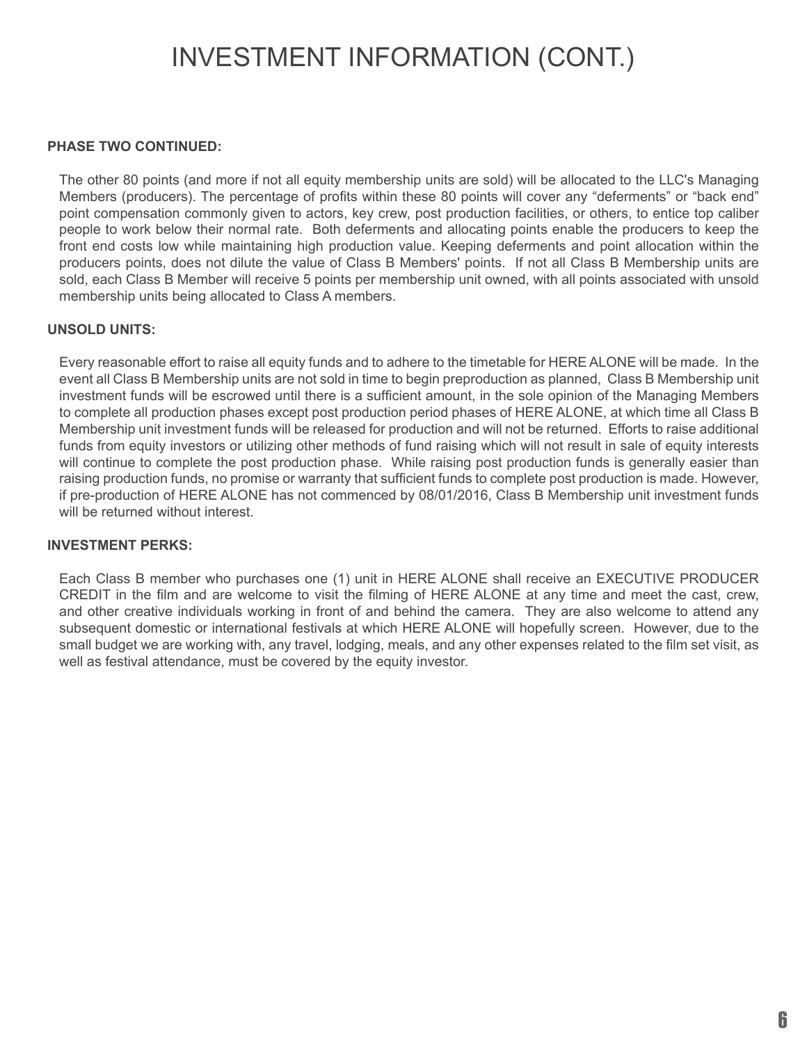# INVESTMENT INFORMATION (CONT.)

**PHASE TWO CONTINUED:**

The other 80 points (and more if not all equity membership units are sold) will be allocated to the LLC's Managing Members (producers). The percentage of profits within these 80 points will cover any "deferments" or "back end" point compensation commonly given to actors, key crew, post production facilities, or others, to entice top caliber people to work below their normal rate. Both deferments and allocating points enable the producers to keep the front end costs low while maintaining high production value. Keeping deferments and point allocation within the producers points, does not dilute the value of Class B Members' points. If not all Class B Membership units are sold, each Class B Member will receive 5 points per membership unit owned, with all points associated with unsold membership units being allocated to Class A members.

**UNSOLD UNITS:**

Every reasonable effort to raise all equity funds and to adhere to the timetable for HERE ALONE will be made. In the event all Class B Membership units are not sold in time to begin preproduction as planned, Class B Membership unit investment funds will be escrowed until there is a sufficient amount, in the sole opinion of the Managing Members to complete all production phases except post production period phases of HERE ALONE, at which time all Class B Membership unit investment funds will be released for production and will not be returned. Efforts to raise additional funds from equity investors or utilizing other methods of fund raising which will not result in sale of equity interests will continue to complete the post production phase. While raising post production funds is generally easier than raising production funds, no promise or warranty that sufficient funds to complete post production is made. However, if pre-production of HERE ALONE has not commenced by 08/01/2016, Class B Membership unit investment funds will be returned without interest.

**INVESTMENT PERKS:**

Each Class B member who purchases one (1) unit in HERE ALONE shall receive an EXECUTIVE PRODUCER CREDIT in the film and are welcome to visit the filming of HERE ALONE at any time and meet the cast, crew, and other creative individuals working in front of and behind the camera. They are also welcome to attend any subsequent domestic or international festivals at which HERE ALONE will hopefully screen. However, due to the small budget we are working with, any travel, lodging, meals, and any other expenses related to the film set visit, as well as festival attendance, must be covered by the equity investor.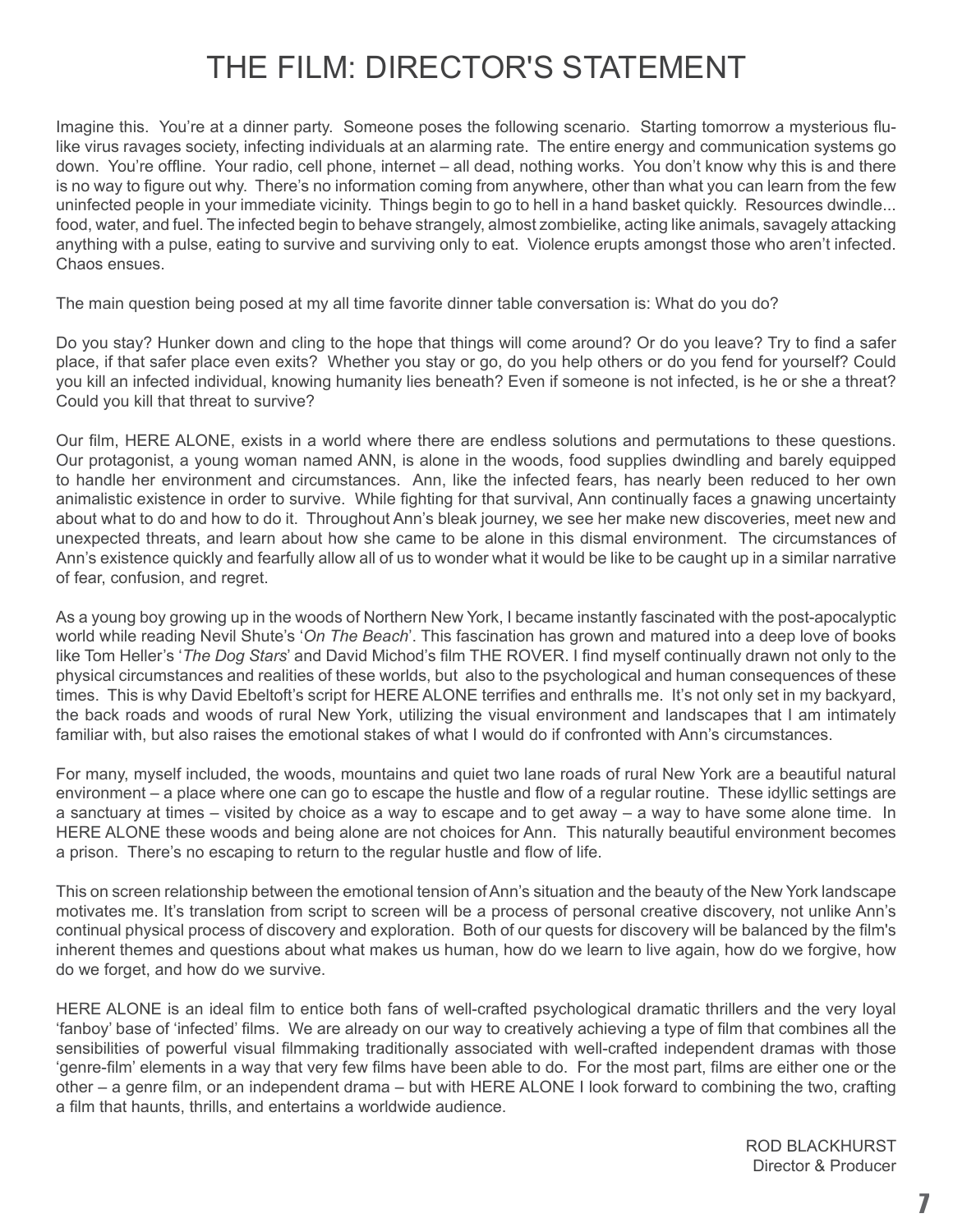# THE FILM: DIRECTOR'S STATEMENT

Imagine this. You're at a dinner party. Someone poses the following scenario. Starting tomorrow a mysterious flu-like virus ravages society, infecting individuals at an alarming rate. The entire energy and communication systems go down. You're offline. Your radio, cell phone, internet – all dead, nothing works. You don't know why this is and there is no way to figure out why. There's no information coming from anywhere, other than what you can learn from the few uninfected people in your immediate vicinity. Things begin to go to hell in a hand basket quickly. Resources dwindle... food, water, and fuel. The infected begin to behave strangely, almost zombielike, acting like animals, savagely attacking anything with a pulse, eating to survive and surviving only to eat. Violence erupts amongst those who aren't infected. Chaos ensues.

The main question being posed at my all time favorite dinner table conversation is: What do you do?

Do you stay? Hunker down and cling to the hope that things will come around? Or do you leave? Try to find a safer place, if that safer place even exits? Whether you stay or go, do you help others or do you fend for yourself? Could you kill an infected individual, knowing humanity lies beneath? Even if someone is not infected, is he or she a threat? Could you kill that threat to survive?

Our film, HERE ALONE, exists in a world where there are endless solutions and permutations to these questions. Our protagonist, a young woman named ANN, is alone in the woods, food supplies dwindling and barely equipped to handle her environment and circumstances. Ann, like the infected fears, has nearly been reduced to her own animalistic existence in order to survive. While fighting for that survival, Ann continually faces a gnawing uncertainty about what to do and how to do it. Throughout Ann's bleak journey, we see her make new discoveries, meet new and unexpected threats, and learn about how she came to be alone in this dismal environment. The circumstances of Ann's existence quickly and fearfully allow all of us to wonder what it would be like to be caught up in a similar narrative of fear, confusion, and regret.

As a young boy growing up in the woods of Northern New York, I became instantly fascinated with the post-apocalyptic world while reading Nevil Shute's '*On The Beach*'. This fascination has grown and matured into a deep love of books like Tom Heller's '*The Dog Stars*' and David Michod's film THE ROVER. I find myself continually drawn not only to the physical circumstances and realities of these worlds, but also to the psychological and human consequences of these times. This is why David Ebeltoft's script for HERE ALONE terrifies and enthralls me. It's not only set in my backyard, the back roads and woods of rural New York, utilizing the visual environment and landscapes that I am intimately familiar with, but also raises the emotional stakes of what I would do if confronted with Ann's circumstances.

For many, myself included, the woods, mountains and quiet two lane roads of rural New York are a beautiful natural environment – a place where one can go to escape the hustle and flow of a regular routine. These idyllic settings are a sanctuary at times – visited by choice as a way to escape and to get away – a way to have some alone time. In HERE ALONE these woods and being alone are not choices for Ann. This naturally beautiful environment becomes a prison. There's no escaping to return to the regular hustle and flow of life.

This on screen relationship between the emotional tension of Ann's situation and the beauty of the New York landscape motivates me. It's translation from script to screen will be a process of personal creative discovery, not unlike Ann's continual physical process of discovery and exploration. Both of our quests for discovery will be balanced by the film's inherent themes and questions about what makes us human, how do we learn to live again, how do we forgive, how do we forget, and how do we survive.

HERE ALONE is an ideal film to entice both fans of well-crafted psychological dramatic thrillers and the very loyal 'fanboy' base of 'infected' films. We are already on our way to creatively achieving a type of film that combines all the sensibilities of powerful visual filmmaking traditionally associated with well-crafted independent dramas with those 'genre-film' elements in a way that very few films have been able to do. For the most part, films are either one or the other – a genre film, or an independent drama – but with HERE ALONE I look forward to combining the two, crafting a film that haunts, thrills, and entertains a worldwide audience.

ROD BLACKHURST
Director & Producer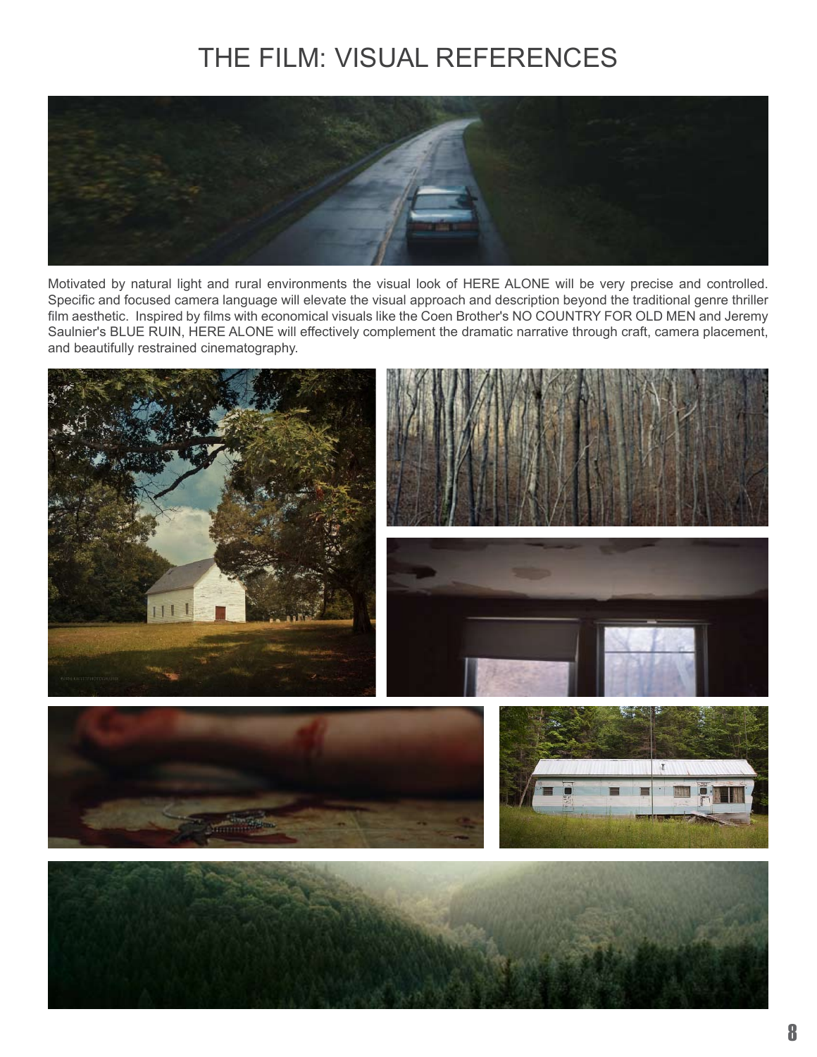# THE FILM: VISUAL REFERENCES

Motivated by natural light and rural environments the visual look of HERE ALONE will be very precise and controlled. Specific and focused camera language will elevate the visual approach and description beyond the traditional genre thriller film aesthetic. Inspired by films with economical visuals like the Coen Brother's NO COUNTRY FOR OLD MEN and Jeremy Saulnier's BLUE RUIN, HERE ALONE will effectively complement the dramatic narrative through craft, camera placement, and beautifully restrained cinematography.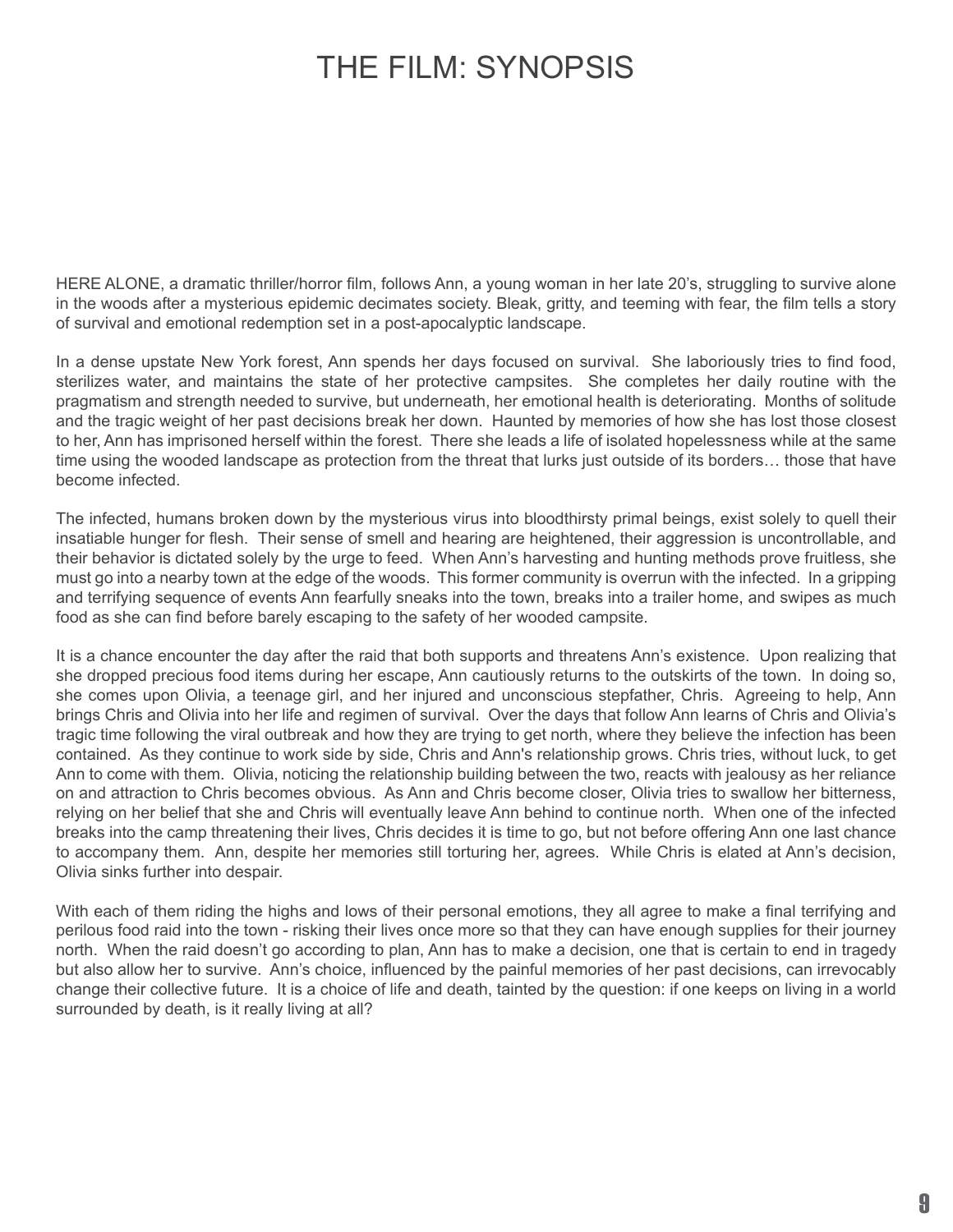# THE FILM: SYNOPSIS

HERE ALONE, a dramatic thriller/horror film, follows Ann, a young woman in her late 20's, struggling to survive alone in the woods after a mysterious epidemic decimates society. Bleak, gritty, and teeming with fear, the film tells a story of survival and emotional redemption set in a post-apocalyptic landscape.

In a dense upstate New York forest, Ann spends her days focused on survival. She laboriously tries to find food, sterilizes water, and maintains the state of her protective campsites. She completes her daily routine with the pragmatism and strength needed to survive, but underneath, her emotional health is deteriorating. Months of solitude and the tragic weight of her past decisions break her down. Haunted by memories of how she has lost those closest to her, Ann has imprisoned herself within the forest. There she leads a life of isolated hopelessness while at the same time using the wooded landscape as protection from the threat that lurks just outside of its borders… those that have become infected.

The infected, humans broken down by the mysterious virus into bloodthirsty primal beings, exist solely to quell their insatiable hunger for flesh. Their sense of smell and hearing are heightened, their aggression is uncontrollable, and their behavior is dictated solely by the urge to feed. When Ann's harvesting and hunting methods prove fruitless, she must go into a nearby town at the edge of the woods. This former community is overrun with the infected. In a gripping and terrifying sequence of events Ann fearfully sneaks into the town, breaks into a trailer home, and swipes as much food as she can find before barely escaping to the safety of her wooded campsite.

It is a chance encounter the day after the raid that both supports and threatens Ann's existence. Upon realizing that she dropped precious food items during her escape, Ann cautiously returns to the outskirts of the town. In doing so, she comes upon Olivia, a teenage girl, and her injured and unconscious stepfather, Chris. Agreeing to help, Ann brings Chris and Olivia into her life and regimen of survival. Over the days that follow Ann learns of Chris and Olivia's tragic time following the viral outbreak and how they are trying to get north, where they believe the infection has been contained. As they continue to work side by side, Chris and Ann's relationship grows. Chris tries, without luck, to get Ann to come with them. Olivia, noticing the relationship building between the two, reacts with jealousy as her reliance on and attraction to Chris becomes obvious. As Ann and Chris become closer, Olivia tries to swallow her bitterness, relying on her belief that she and Chris will eventually leave Ann behind to continue north. When one of the infected breaks into the camp threatening their lives, Chris decides it is time to go, but not before offering Ann one last chance to accompany them. Ann, despite her memories still torturing her, agrees. While Chris is elated at Ann's decision, Olivia sinks further into despair.

With each of them riding the highs and lows of their personal emotions, they all agree to make a final terrifying and perilous food raid into the town - risking their lives once more so that they can have enough supplies for their journey north. When the raid doesn't go according to plan, Ann has to make a decision, one that is certain to end in tragedy but also allow her to survive. Ann's choice, influenced by the painful memories of her past decisions, can irrevocably change their collective future. It is a choice of life and death, tainted by the question: if one keeps on living in a world surrounded by death, is it really living at all?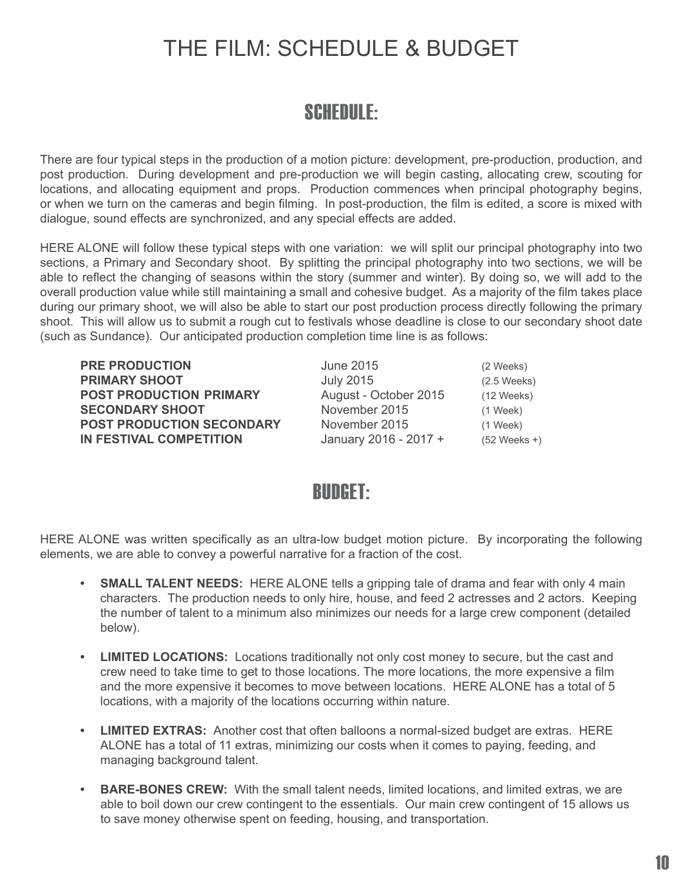# THE FILM: SCHEDULE & BUDGET

## SCHEDULE:

There are four typical steps in the production of a motion picture: development, pre-production, production, and post production. During development and pre-production we will begin casting, allocating crew, scouting for locations, and allocating equipment and props. Production commences when principal photography begins, or when we turn on the cameras and begin filming. In post-production, the film is edited, a score is mixed with dialogue, sound effects are synchronized, and any special effects are added.

HERE ALONE will follow these typical steps with one variation: we will split our principal photography into two sections, a Primary and Secondary shoot. By splitting the principal photography into two sections, we will be able to reflect the changing of seasons within the story (summer and winter). By doing so, we will add to the overall production value while still maintaining a small and cohesive budget. As a majority of the film takes place during our primary shoot, we will also be able to start our post production process directly following the primary shoot. This will allow us to submit a rough cut to festivals whose deadline is close to our secondary shoot date (such as Sundance). Our anticipated production completion time line is as follows:

| | | |
|---|---|---|
| **PRE PRODUCTION** | June 2015 | (2 Weeks) |
| **PRIMARY SHOOT** | July 2015 | (2.5 Weeks) |
| **POST PRODUCTION PRIMARY** | August - October 2015 | (12 Weeks) |
| **SECONDARY SHOOT** | November 2015 | (1 Week) |
| **POST PRODUCTION SECONDARY** | November 2015 | (1 Week) |
| **IN FESTIVAL COMPETITION** | January 2016 - 2017 + | (52 Weeks +) |

## BUDGET:

HERE ALONE was written specifically as an ultra-low budget motion picture. By incorporating the following elements, we are able to convey a powerful narrative for a fraction of the cost.

- **SMALL TALENT NEEDS:** HERE ALONE tells a gripping tale of drama and fear with only 4 main characters. The production needs to only hire, house, and feed 2 actresses and 2 actors. Keeping the number of talent to a minimum also minimizes our needs for a large crew component (detailed below).
- **LIMITED LOCATIONS:** Locations traditionally not only cost money to secure, but the cast and crew need to take time to get to those locations. The more locations, the more expensive a film and the more expensive it becomes to move between locations. HERE ALONE has a total of 5 locations, with a majority of the locations occurring within nature.
- **LIMITED EXTRAS:** Another cost that often balloons a normal-sized budget are extras. HERE ALONE has a total of 11 extras, minimizing our costs when it comes to paying, feeding, and managing background talent.
- **BARE-BONES CREW:** With the small talent needs, limited locations, and limited extras, we are able to boil down our crew contingent to the essentials. Our main crew contingent of 15 allows us to save money otherwise spent on feeding, housing, and transportation.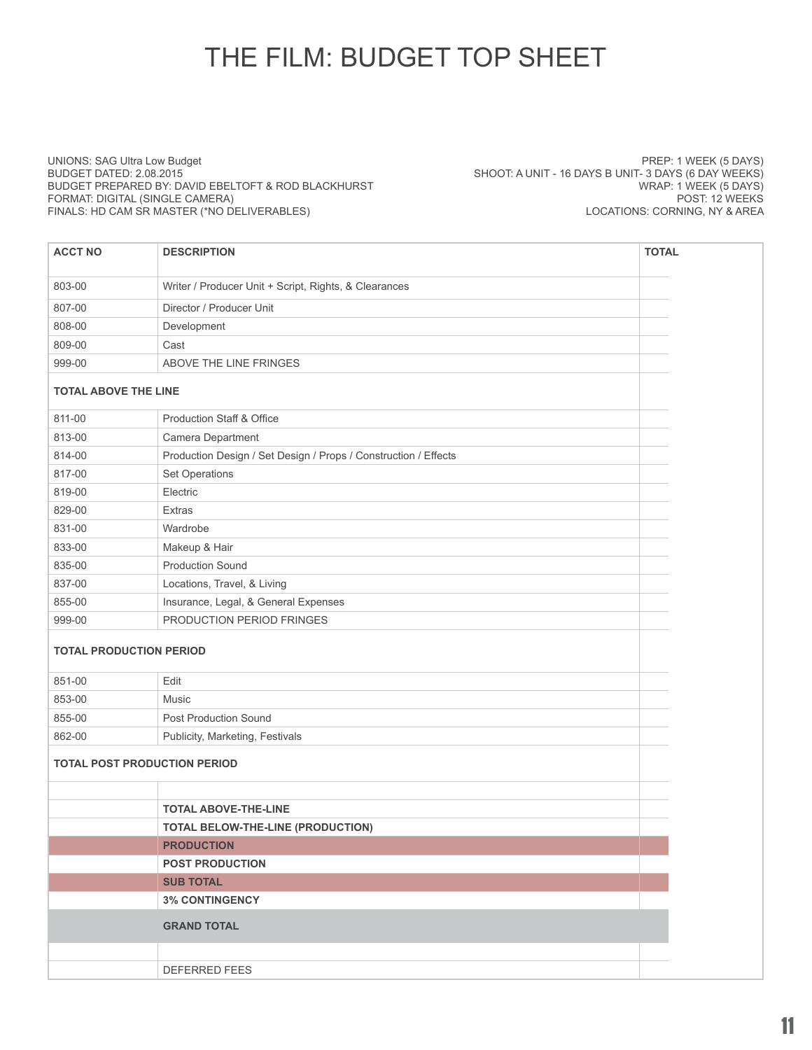# THE FILM: BUDGET TOP SHEET

UNIONS: SAG Ultra Low Budget
BUDGET DATED: 2.08.2015
BUDGET PREPARED BY: DAVID EBELTOFT & ROD BLACKHURST
FORMAT: DIGITAL (SINGLE CAMERA)
FINALS: HD CAM SR MASTER (*NO DELIVERABLES)

PREP: 1 WEEK (5 DAYS)
SHOOT: A UNIT - 16 DAYS B UNIT- 3 DAYS (6 DAY WEEKS)
WRAP: 1 WEEK (5 DAYS)
POST: 12 WEEKS
LOCATIONS: CORNING, NY & AREA

| ACCT NO | DESCRIPTION | TOTAL |
|---|---|---|
| 803-00 | Writer / Producer Unit + Script, Rights, & Clearances | |
| 807-00 | Director / Producer Unit | |
| 808-00 | Development | |
| 809-00 | Cast | |
| 999-00 | ABOVE THE LINE FRINGES | |
| **TOTAL ABOVE THE LINE** | | |
| 811-00 | Production Staff & Office | |
| 813-00 | Camera Department | |
| 814-00 | Production Design / Set Design / Props / Construction / Effects | |
| 817-00 | Set Operations | |
| 819-00 | Electric | |
| 829-00 | Extras | |
| 831-00 | Wardrobe | |
| 833-00 | Makeup & Hair | |
| 835-00 | Production Sound | |
| 837-00 | Locations, Travel, & Living | |
| 855-00 | Insurance, Legal, & General Expenses | |
| 999-00 | PRODUCTION PERIOD FRINGES | |
| **TOTAL PRODUCTION PERIOD** | | |
| 851-00 | Edit | |
| 853-00 | Music | |
| 855-00 | Post Production Sound | |
| 862-00 | Publicity, Marketing, Festivals | |
| **TOTAL POST PRODUCTION PERIOD** | | |
| | | |
| | **TOTAL ABOVE-THE-LINE** | |
| | **TOTAL BELOW-THE-LINE (PRODUCTION)** | |
| | **PRODUCTION** | |
| | **POST PRODUCTION** | |
| | **SUB TOTAL** | |
| | **3% CONTINGENCY** | |
| | **GRAND TOTAL** | |
| | | |
| | DEFERRED FEES | |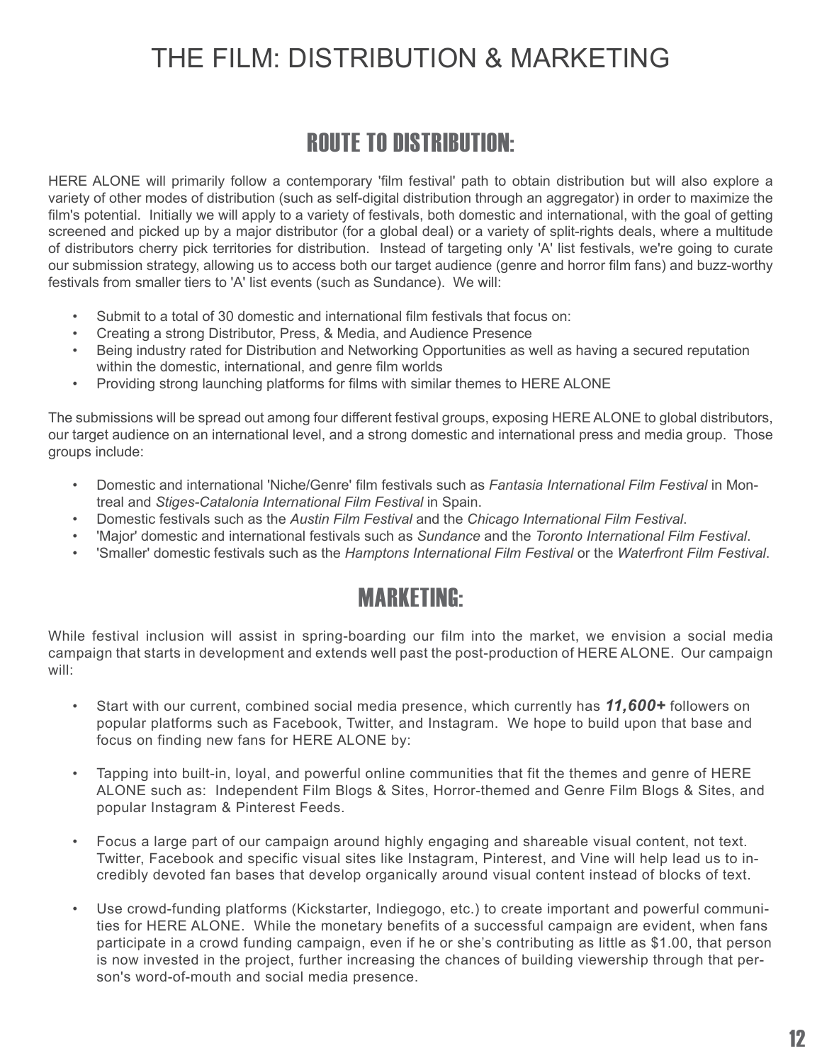# THE FILM: DISTRIBUTION & MARKETING

## ROUTE TO DISTRIBUTION:

HERE ALONE will primarily follow a contemporary 'film festival' path to obtain distribution but will also explore a variety of other modes of distribution (such as self-digital distribution through an aggregator) in order to maximize the film's potential. Initially we will apply to a variety of festivals, both domestic and international, with the goal of getting screened and picked up by a major distributor (for a global deal) or a variety of split-rights deals, where a multitude of distributors cherry pick territories for distribution. Instead of targeting only 'A' list festivals, we're going to curate our submission strategy, allowing us to access both our target audience (genre and horror film fans) and buzz-worthy festivals from smaller tiers to 'A' list events (such as Sundance). We will:

- Submit to a total of 30 domestic and international film festivals that focus on:
- Creating a strong Distributor, Press, & Media, and Audience Presence
- Being industry rated for Distribution and Networking Opportunities as well as having a secured reputation within the domestic, international, and genre film worlds
- Providing strong launching platforms for films with similar themes to HERE ALONE

The submissions will be spread out among four different festival groups, exposing HERE ALONE to global distributors, our target audience on an international level, and a strong domestic and international press and media group. Those groups include:

- Domestic and international 'Niche/Genre' film festivals such as *Fantasia International Film Festival* in Montreal and *Stiges-Catalonia International Film Festival* in Spain.
- Domestic festivals such as the *Austin Film Festival* and the *Chicago International Film Festival*.
- 'Major' domestic and international festivals such as *Sundance* and the *Toronto International Film Festival*.
- 'Smaller' domestic festivals such as the *Hamptons International Film Festival* or the *Waterfront Film Festival*.

## MARKETING:

While festival inclusion will assist in spring-boarding our film into the market, we envision a social media campaign that starts in development and extends well past the post-production of HERE ALONE. Our campaign will:

- Start with our current, combined social media presence, which currently has ***11,600+*** followers on popular platforms such as Facebook, Twitter, and Instagram. We hope to build upon that base and focus on finding new fans for HERE ALONE by:

- Tapping into built-in, loyal, and powerful online communities that fit the themes and genre of HERE ALONE such as: Independent Film Blogs & Sites, Horror-themed and Genre Film Blogs & Sites, and popular Instagram & Pinterest Feeds.

- Focus a large part of our campaign around highly engaging and shareable visual content, not text. Twitter, Facebook and specific visual sites like Instagram, Pinterest, and Vine will help lead us to incredibly devoted fan bases that develop organically around visual content instead of blocks of text.

- Use crowd-funding platforms (Kickstarter, Indiegogo, etc.) to create important and powerful communities for HERE ALONE. While the monetary benefits of a successful campaign are evident, when fans participate in a crowd funding campaign, even if he or she's contributing as little as $1.00, that person is now invested in the project, further increasing the chances of building viewership through that person's word-of-mouth and social media presence.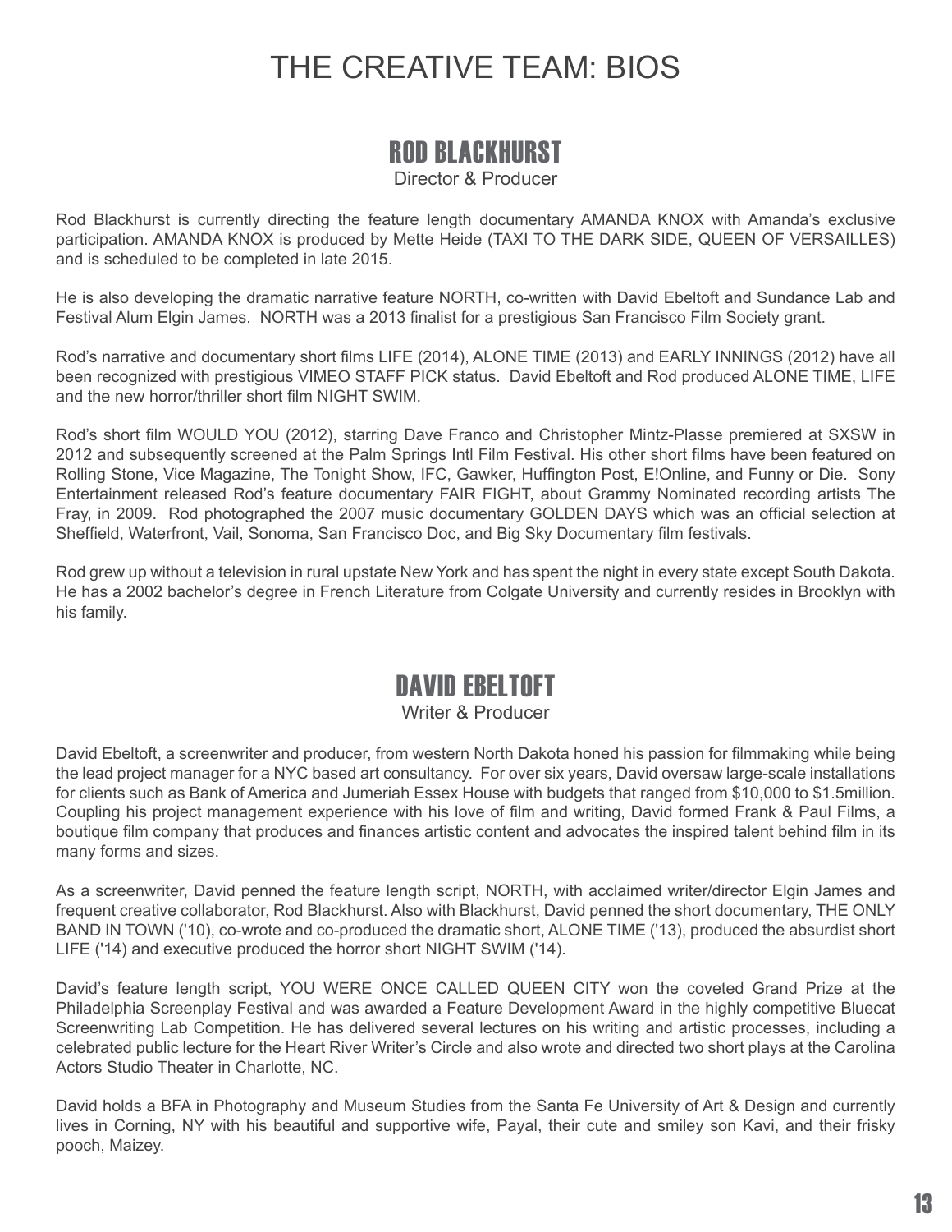# THE CREATIVE TEAM: BIOS

## ROD BLACKHURST

Director & Producer

Rod Blackhurst is currently directing the feature length documentary AMANDA KNOX with Amanda's exclusive participation. AMANDA KNOX is produced by Mette Heide (TAXI TO THE DARK SIDE, QUEEN OF VERSAILLES) and is scheduled to be completed in late 2015.

He is also developing the dramatic narrative feature NORTH, co-written with David Ebeltoft and Sundance Lab and Festival Alum Elgin James. NORTH was a 2013 finalist for a prestigious San Francisco Film Society grant.

Rod's narrative and documentary short films LIFE (2014), ALONE TIME (2013) and EARLY INNINGS (2012) have all been recognized with prestigious VIMEO STAFF PICK status. David Ebeltoft and Rod produced ALONE TIME, LIFE and the new horror/thriller short film NIGHT SWIM.

Rod's short film WOULD YOU (2012), starring Dave Franco and Christopher Mintz-Plasse premiered at SXSW in 2012 and subsequently screened at the Palm Springs Intl Film Festival. His other short films have been featured on Rolling Stone, Vice Magazine, The Tonight Show, IFC, Gawker, Huffington Post, E!Online, and Funny or Die. Sony Entertainment released Rod's feature documentary FAIR FIGHT, about Grammy Nominated recording artists The Fray, in 2009. Rod photographed the 2007 music documentary GOLDEN DAYS which was an official selection at Sheffield, Waterfront, Vail, Sonoma, San Francisco Doc, and Big Sky Documentary film festivals.

Rod grew up without a television in rural upstate New York and has spent the night in every state except South Dakota. He has a 2002 bachelor's degree in French Literature from Colgate University and currently resides in Brooklyn with his family.

## DAVID EBELTOFT

Writer & Producer

David Ebeltoft, a screenwriter and producer, from western North Dakota honed his passion for filmmaking while being the lead project manager for a NYC based art consultancy. For over six years, David oversaw large-scale installations for clients such as Bank of America and Jumeriah Essex House with budgets that ranged from $10,000 to $1.5million. Coupling his project management experience with his love of film and writing, David formed Frank & Paul Films, a boutique film company that produces and finances artistic content and advocates the inspired talent behind film in its many forms and sizes.

As a screenwriter, David penned the feature length script, NORTH, with acclaimed writer/director Elgin James and frequent creative collaborator, Rod Blackhurst. Also with Blackhurst, David penned the short documentary, THE ONLY BAND IN TOWN ('10), co-wrote and co-produced the dramatic short, ALONE TIME ('13), produced the absurdist short LIFE ('14) and executive produced the horror short NIGHT SWIM ('14).

David's feature length script, YOU WERE ONCE CALLED QUEEN CITY won the coveted Grand Prize at the Philadelphia Screenplay Festival and was awarded a Feature Development Award in the highly competitive Bluecat Screenwriting Lab Competition. He has delivered several lectures on his writing and artistic processes, including a celebrated public lecture for the Heart River Writer's Circle and also wrote and directed two short plays at the Carolina Actors Studio Theater in Charlotte, NC.

David holds a BFA in Photography and Museum Studies from the Santa Fe University of Art & Design and currently lives in Corning, NY with his beautiful and supportive wife, Payal, their cute and smiley son Kavi, and their frisky pooch, Maizey.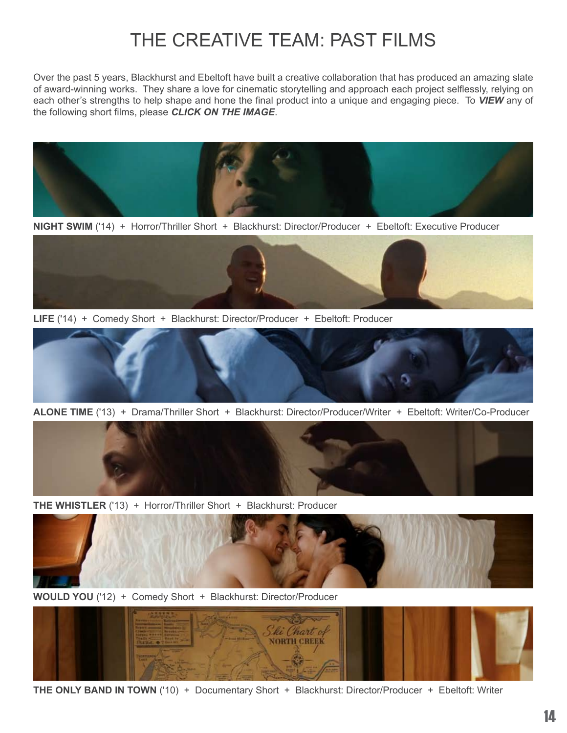# THE CREATIVE TEAM: PAST FILMS

Over the past 5 years, Blackhurst and Ebeltoft have built a creative collaboration that has produced an amazing slate of award-winning works. They share a love for cinematic storytelling and approach each project selflessly, relying on each other's strengths to help shape and hone the final product into a unique and engaging piece. To ***VIEW*** any of the following short films, please ***CLICK ON THE IMAGE***.

**NIGHT SWIM** ('14) + Horror/Thriller Short + Blackhurst: Director/Producer + Ebeltoft: Executive Producer

**LIFE** ('14) + Comedy Short + Blackhurst: Director/Producer + Ebeltoft: Producer

**ALONE TIME** ('13) + Drama/Thriller Short + Blackhurst: Director/Producer/Writer + Ebeltoft: Writer/Co-Producer

**THE WHISTLER** ('13) + Horror/Thriller Short + Blackhurst: Producer

**WOULD YOU** ('12) + Comedy Short + Blackhurst: Director/Producer

**THE ONLY BAND IN TOWN** ('10) + Documentary Short + Blackhurst: Director/Producer + Ebeltoft: Writer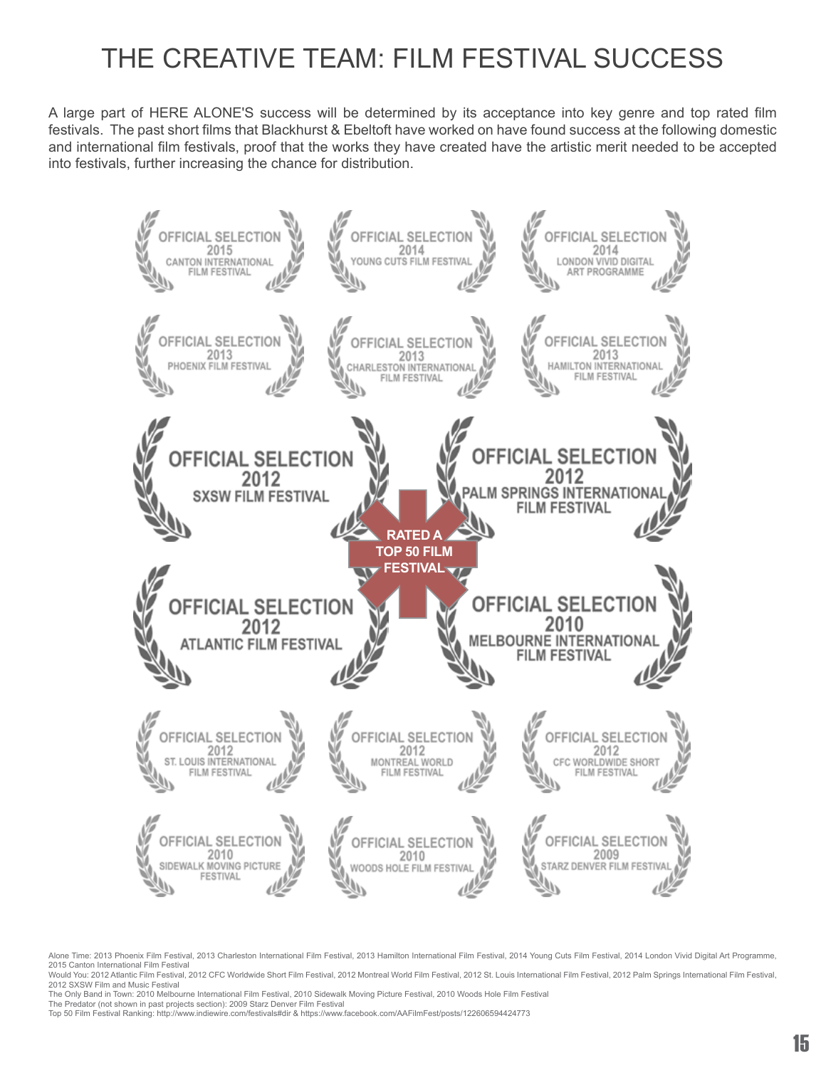# THE CREATIVE TEAM: FILM FESTIVAL SUCCESS

A large part of HERE ALONE'S success will be determined by its acceptance into key genre and top rated film festivals. The past short films that Blackhurst & Ebeltoft have worked on have found success at the following domestic and international film festivals, proof that the works they have created have the artistic merit needed to be accepted into festivals, further increasing the chance for distribution.

OFFICIAL SELECTION 2015 CANTON INTERNATIONAL FILM FESTIVAL

OFFICIAL SELECTION 2014 YOUNG CUTS FILM FESTIVAL

OFFICIAL SELECTION 2014 LONDON VIVID DIGITAL ART PROGRAMME

OFFICIAL SELECTION 2013 PHOENIX FILM FESTIVAL

OFFICIAL SELECTION 2013 CHARLESTON INTERNATIONAL FILM FESTIVAL

OFFICIAL SELECTION 2013 HAMILTON INTERNATIONAL FILM FESTIVAL

OFFICIAL SELECTION 2012 SXSW FILM FESTIVAL

OFFICIAL SELECTION 2012 PALM SPRINGS INTERNATIONAL FILM FESTIVAL

RATED A TOP 50 FILM FESTIVAL

OFFICIAL SELECTION 2012 ATLANTIC FILM FESTIVAL

OFFICIAL SELECTION 2010 MELBOURNE INTERNATIONAL FILM FESTIVAL

OFFICIAL SELECTION 2012 ST. LOUIS INTERNATIONAL FILM FESTIVAL

OFFICIAL SELECTION 2012 MONTREAL WORLD FILM FESTIVAL

OFFICIAL SELECTION 2012 CFC WORLDWIDE SHORT FILM FESTIVAL

OFFICIAL SELECTION 2010 SIDEWALK MOVING PICTURE FESTIVAL

OFFICIAL SELECTION 2010 WOODS HOLE FILM FESTIVAL

OFFICIAL SELECTION 2009 STARZ DENVER FILM FESTIVAL

Alone Time: 2013 Phoenix Film Festival, 2013 Charleston International Film Festival, 2013 Hamilton International Film Festival, 2014 Young Cuts Film Festival, 2014 London Vivid Digital Art Programme, 2015 Canton International Film Festival
Would You: 2012 Atlantic Film Festival, 2012 CFC Worldwide Short Film Festival, 2012 Montreal World Film Festival, 2012 St. Louis International Film Festival, 2012 Palm Springs International Film Festival, 2012 SXSW Film and Music Festival
The Only Band in Town: 2010 Melbourne International Film Festival, 2010 Sidewalk Moving Picture Festival, 2010 Woods Hole Film Festival
The Predator (not shown in past projects section): 2009 Starz Denver Film Festival
Top 50 Film Festival Ranking: http://www.indiewire.com/festivals#dir & https://www.facebook.com/AAFilmFest/posts/122606594424773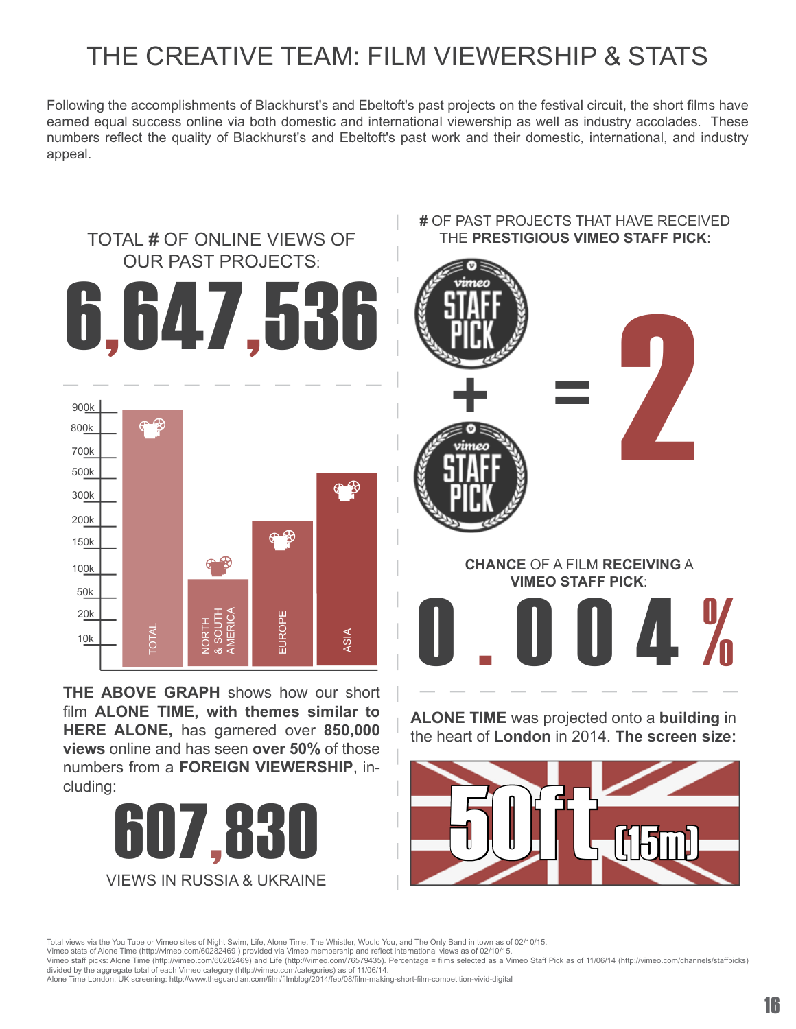# THE CREATIVE TEAM: FILM VIEWERSHIP & STATS

Following the accomplishments of Blackhurst's and Ebeltoft's past projects on the festival circuit, the short films have earned equal success online via both domestic and international viewership as well as industry accolades. These numbers reflect the quality of Blackhurst's and Ebeltoft's past work and their domestic, international, and industry appeal.

## TOTAL # OF ONLINE VIEWS OF OUR PAST PROJECTS:

**6,647,536**

| | |
|---|---|
| TOTAL | ~900k |
| NORTH & SOUTH AMERICA | |
| EUROPE | |
| ASIA | |

**THE ABOVE GRAPH** shows how our short film **ALONE TIME, with themes similar to HERE ALONE,** has garnered over **850,000 views** online and has seen **over 50%** of those numbers from a **FOREIGN VIEWERSHIP**, including:

**607,830**

VIEWS IN RUSSIA & UKRAINE

## # OF PAST PROJECTS THAT HAVE RECEIVED THE PRESTIGIOUS VIMEO STAFF PICK:

vimeo STAFF PICK + vimeo STAFF PICK = **2**

**CHANCE** OF A FILM **RECEIVING** A **VIMEO STAFF PICK**:

**0.004%**

**ALONE TIME** was projected onto a **building** in the heart of **London** in 2014. **The screen size:**

**50ft (15m)**

Total views via the You Tube or Vimeo sites of Night Swim, Life, Alone Time, The Whistler, Would You, and The Only Band in town as of 02/10/15.
Vimeo stats of Alone Time (http://vimeo.com/60282469 ) provided via Vimeo membership and reflect international views as of 02/10/15.
Vimeo staff picks: Alone Time (http://vimeo.com/60282469) and Life (http://vimeo.com/76579435). Percentage = films selected as a Vimeo Staff Pick as of 11/06/14 (http://vimeo.com/channels/staffpicks) divided by the aggregate total of each Vimeo category (http://vimeo.com/categories) as of 11/06/14.
Alone Time London, UK screening: http://www.theguardian.com/film/filmblog/2014/feb/08/film-making-short-film-competition-vivid-digital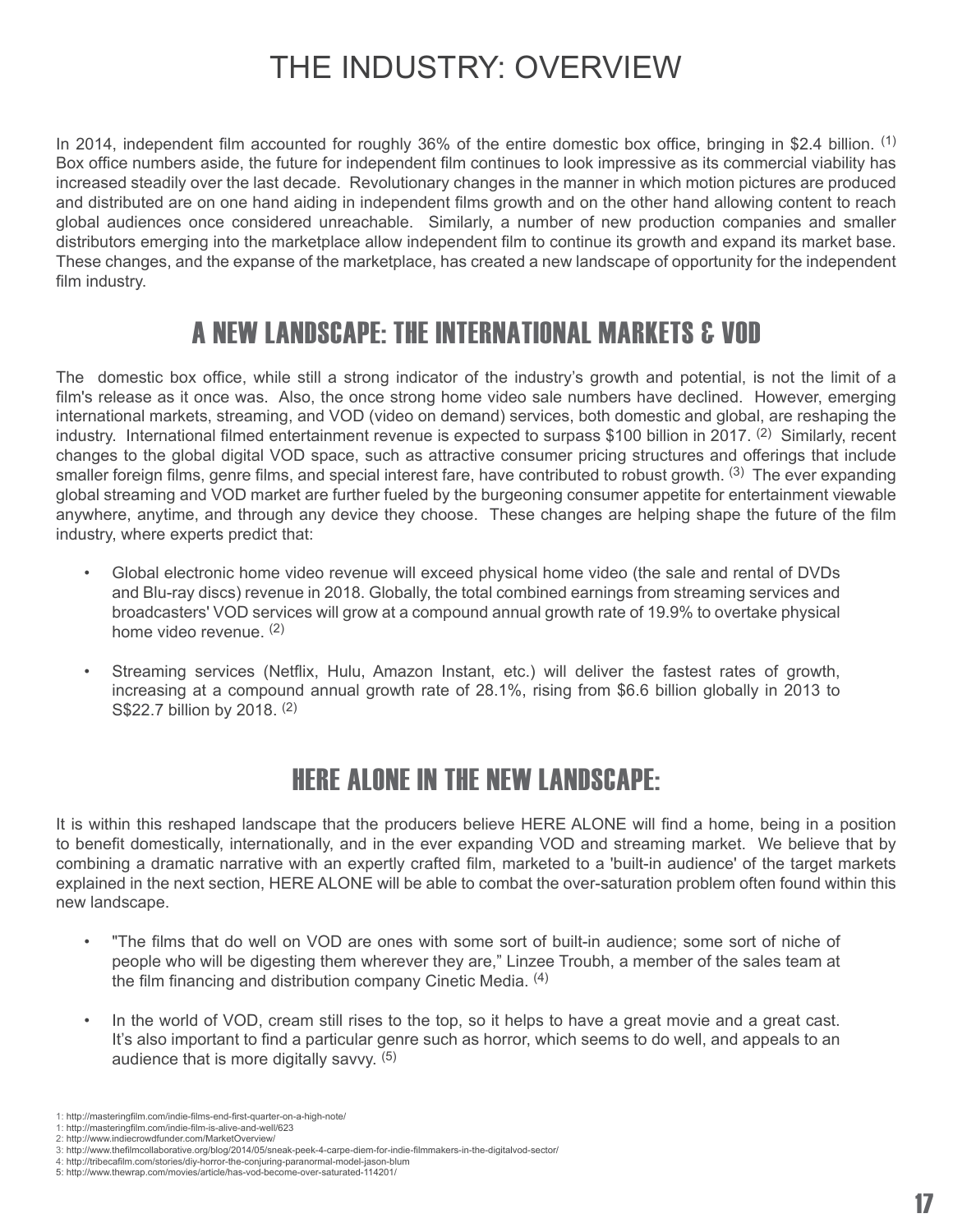# THE INDUSTRY: OVERVIEW

In 2014, independent film accounted for roughly 36% of the entire domestic box office, bringing in $2.4 billion. (1) Box office numbers aside, the future for independent film continues to look impressive as its commercial viability has increased steadily over the last decade. Revolutionary changes in the manner in which motion pictures are produced and distributed are on one hand aiding in independent films growth and on the other hand allowing content to reach global audiences once considered unreachable. Similarly, a number of new production companies and smaller distributors emerging into the marketplace allow independent film to continue its growth and expand its market base. These changes, and the expanse of the marketplace, has created a new landscape of opportunity for the independent film industry.

## A NEW LANDSCAPE: THE INTERNATIONAL MARKETS & VOD

The domestic box office, while still a strong indicator of the industry's growth and potential, is not the limit of a film's release as it once was. Also, the once strong home video sale numbers have declined. However, emerging international markets, streaming, and VOD (video on demand) services, both domestic and global, are reshaping the industry. International filmed entertainment revenue is expected to surpass $100 billion in 2017. (2) Similarly, recent changes to the global digital VOD space, such as attractive consumer pricing structures and offerings that include smaller foreign films, genre films, and special interest fare, have contributed to robust growth. (3) The ever expanding global streaming and VOD market are further fueled by the burgeoning consumer appetite for entertainment viewable anywhere, anytime, and through any device they choose. These changes are helping shape the future of the film industry, where experts predict that:

- Global electronic home video revenue will exceed physical home video (the sale and rental of DVDs and Blu-ray discs) revenue in 2018. Globally, the total combined earnings from streaming services and broadcasters' VOD services will grow at a compound annual growth rate of 19.9% to overtake physical home video revenue. (2)
- Streaming services (Netflix, Hulu, Amazon Instant, etc.) will deliver the fastest rates of growth, increasing at a compound annual growth rate of 28.1%, rising from $6.6 billion globally in 2013 to S$22.7 billion by 2018. (2)

## HERE ALONE IN THE NEW LANDSCAPE:

It is within this reshaped landscape that the producers believe HERE ALONE will find a home, being in a position to benefit domestically, internationally, and in the ever expanding VOD and streaming market. We believe that by combining a dramatic narrative with an expertly crafted film, marketed to a 'built-in audience' of the target markets explained in the next section, HERE ALONE will be able to combat the over-saturation problem often found within this new landscape.

- "The films that do well on VOD are ones with some sort of built-in audience; some sort of niche of people who will be digesting them wherever they are," Linzee Troubh, a member of the sales team at the film financing and distribution company Cinetic Media. (4)
- In the world of VOD, cream still rises to the top, so it helps to have a great movie and a great cast. It's also important to find a particular genre such as horror, which seems to do well, and appeals to an audience that is more digitally savvy. (5)

1: http://masteringfilm.com/indie-films-end-first-quarter-on-a-high-note/
1: http://masteringfilm.com/indie-film-is-alive-and-well/623
2: http://www.indiecrowdfunder.com/MarketOverview/
3: http://www.thefilmcollaborative.org/blog/2014/05/sneak-peek-4-carpe-diem-for-indie-filmmakers-in-the-digitalvod-sector/
4: http://tribecafilm.com/stories/diy-horror-the-conjuring-paranormal-model-jason-blum
5: http://www.thewrap.com/movies/article/has-vod-become-over-saturated-114201/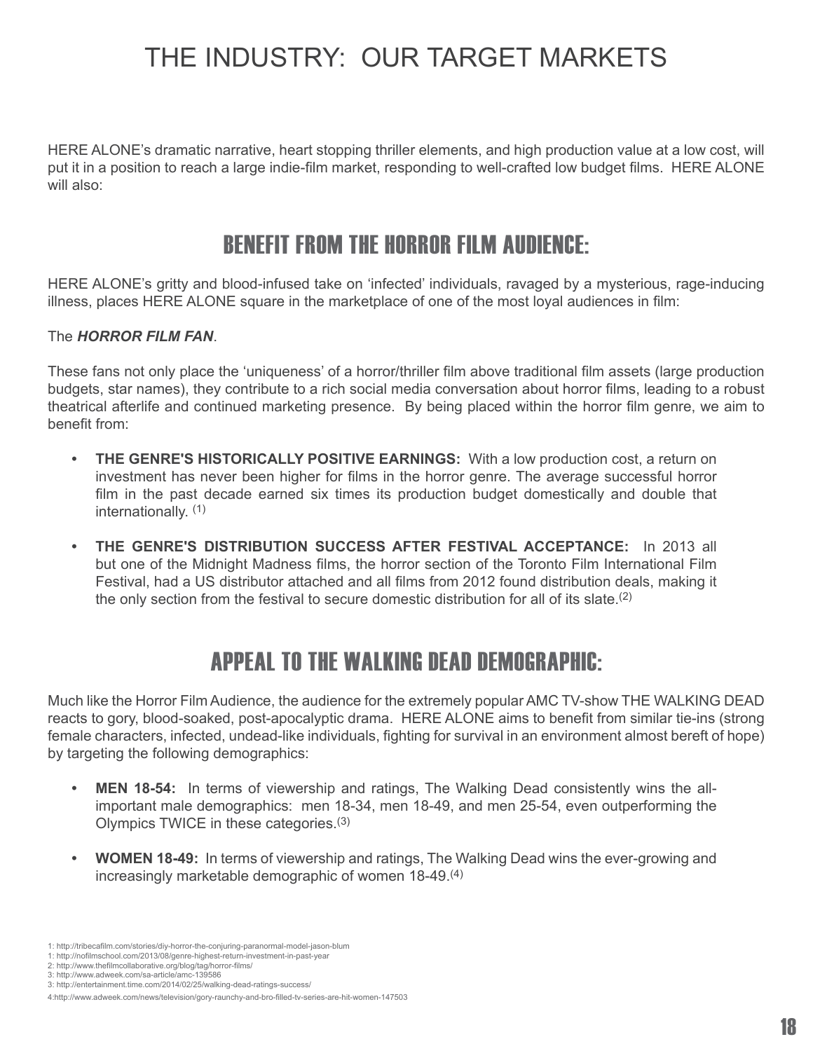# THE INDUSTRY: OUR TARGET MARKETS

HERE ALONE's dramatic narrative, heart stopping thriller elements, and high production value at a low cost, will put it in a position to reach a large indie-film market, responding to well-crafted low budget films. HERE ALONE will also:

## BENEFIT FROM THE HORROR FILM AUDIENCE:

HERE ALONE's gritty and blood-infused take on 'infected' individuals, ravaged by a mysterious, rage-inducing illness, places HERE ALONE square in the marketplace of one of the most loyal audiences in film:

The ***HORROR FILM FAN***.

These fans not only place the 'uniqueness' of a horror/thriller film above traditional film assets (large production budgets, star names), they contribute to a rich social media conversation about horror films, leading to a robust theatrical afterlife and continued marketing presence. By being placed within the horror film genre, we aim to benefit from:

- **THE GENRE'S HISTORICALLY POSITIVE EARNINGS:** With a low production cost, a return on investment has never been higher for films in the horror genre. The average successful horror film in the past decade earned six times its production budget domestically and double that internationally. (1)
- **THE GENRE'S DISTRIBUTION SUCCESS AFTER FESTIVAL ACCEPTANCE:** In 2013 all but one of the Midnight Madness films, the horror section of the Toronto Film International Film Festival, had a US distributor attached and all films from 2012 found distribution deals, making it the only section from the festival to secure domestic distribution for all of its slate.(2)

## APPEAL TO THE WALKING DEAD DEMOGRAPHIC:

Much like the Horror Film Audience, the audience for the extremely popular AMC TV-show THE WALKING DEAD reacts to gory, blood-soaked, post-apocalyptic drama. HERE ALONE aims to benefit from similar tie-ins (strong female characters, infected, undead-like individuals, fighting for survival in an environment almost bereft of hope) by targeting the following demographics:

- **MEN 18-54:** In terms of viewership and ratings, The Walking Dead consistently wins the all-important male demographics: men 18-34, men 18-49, and men 25-54, even outperforming the Olympics TWICE in these categories.(3)
- **WOMEN 18-49:** In terms of viewership and ratings, The Walking Dead wins the ever-growing and increasingly marketable demographic of women 18-49.(4)

1: http://tribecafilm.com/stories/diy-horror-the-conjuring-paranormal-model-jason-blum
1: http://nofilmschool.com/2013/08/genre-highest-return-investment-in-past-year
2: http://www.thefilmcollaborative.org/blog/tag/horror-films/
3: http://www.adweek.com/sa-article/amc-139586
3: http://entertainment.time.com/2014/02/25/walking-dead-ratings-success/
4:http://www.adweek.com/news/television/gory-raunchy-and-bro-filled-tv-series-are-hit-women-147503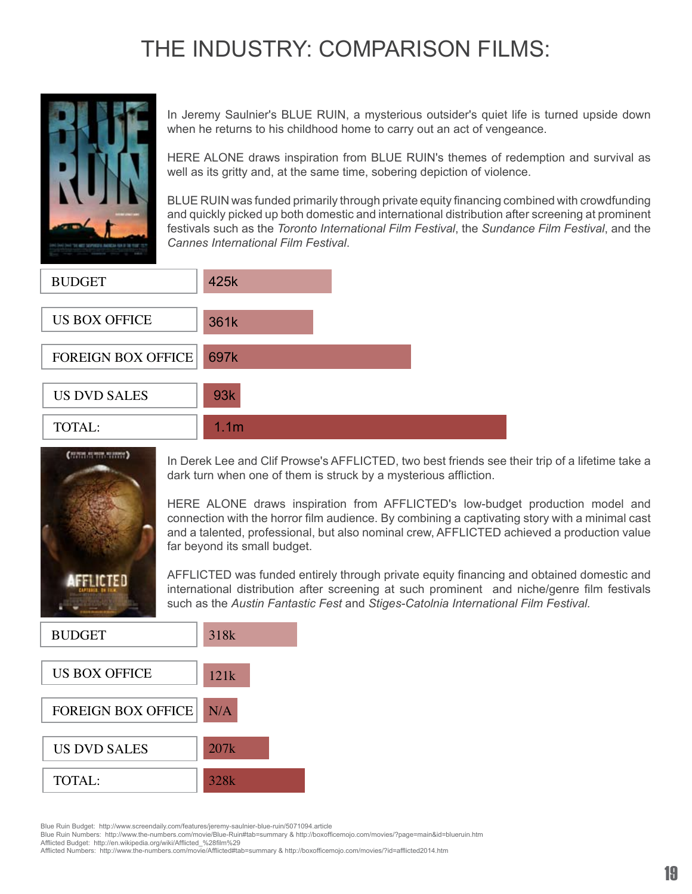# THE INDUSTRY: COMPARISON FILMS:

In Jeremy Saulnier's BLUE RUIN, a mysterious outsider's quiet life is turned upside down when he returns to his childhood home to carry out an act of vengeance.

HERE ALONE draws inspiration from BLUE RUIN's themes of redemption and survival as well as its gritty and, at the same time, sobering depiction of violence.

BLUE RUIN was funded primarily through private equity financing combined with crowdfunding and quickly picked up both domestic and international distribution after screening at prominent festivals such as the *Toronto International Film Festival*, the *Sundance Film Festival*, and the *Cannes International Film Festival*.

BUDGET
425k

US BOX OFFICE
361k

FOREIGN BOX OFFICE
697k

US DVD SALES
93k

TOTAL:
1.1m

In Derek Lee and Clif Prowse's AFFLICTED, two best friends see their trip of a lifetime take a dark turn when one of them is struck by a mysterious affliction.

HERE ALONE draws inspiration from AFFLICTED's low-budget production model and connection with the horror film audience. By combining a captivating story with a minimal cast and a talented, professional, but also nominal crew, AFFLICTED achieved a production value far beyond its small budget.

AFFLICTED was funded entirely through private equity financing and obtained domestic and international distribution after screening at such prominent and niche/genre film festivals such as the *Austin Fantastic Fest* and *Stiges-Catolnia International Film Festival*.

BUDGET
318k

US BOX OFFICE
121k

FOREIGN BOX OFFICE
N/A

US DVD SALES
207k

TOTAL:
328k

Blue Ruin Budget: http://www.screendaily.com/features/jeremy-saulnier-blue-ruin/5071094.article
Blue Ruin Numbers: http://www.the-numbers.com/movie/Blue-Ruin#tab=summary & http://boxofficemojo.com/movies/?page=main&id=blueruin.htm
Afflicted Budget: http://en.wikipedia.org/wiki/Afflicted_%28film%29
Afflicted Numbers: http://www.the-numbers.com/movie/Afflicted#tab=summary & http://boxofficemojo.com/movies/?id=afflicted2014.htm